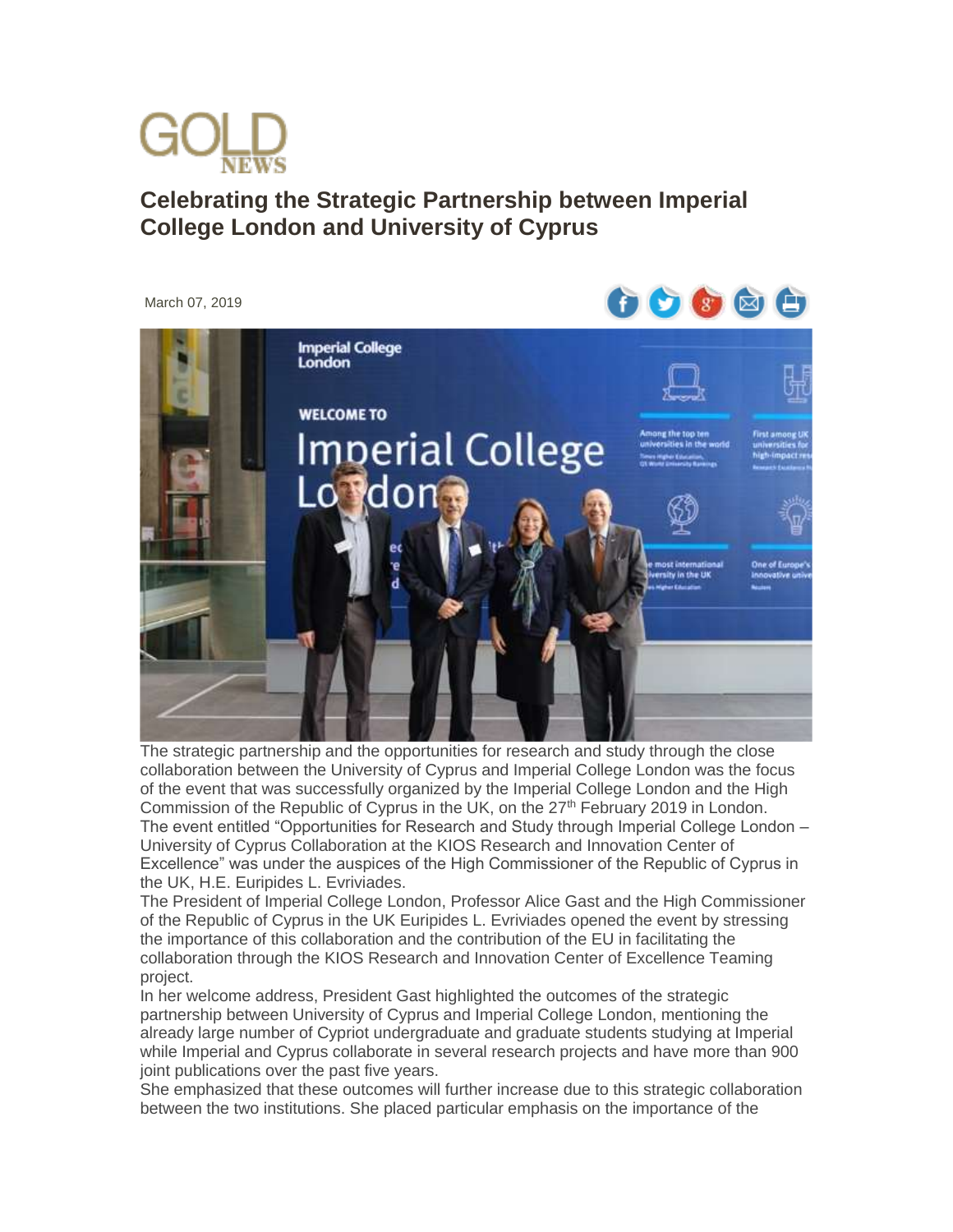# GOLD NEWS

## Celebrating the Strategic Partnership between Imperial College London and University of Cyprus

March 07, 2019

The strategic partnership and the opportunities for research and study through the close collaboration between the University of Cyprus and Imperial College London was the focus of the event that was successfully organized by the Imperial College London and the High Commission of the Republic of Cyprus in the UK, on the 27th February 2019 in London.

The event entitled "Opportunities for Research and Study through Imperial College London – University of Cyprus Collaboration at the KIOS Research and Innovation Center of Excellence" was under the auspices of the High Commissioner of the Republic of Cyprus in the UK, H.E. Euripides L. Evriviades.

The President of Imperial College London, Professor Alice Gast and the High Commissioner of the Republic of Cyprus in the UK Euripides L. Evriviades opened the event by stressing the importance of this collaboration and the contribution of the EU in facilitating the collaboration through the KIOS Research and Innovation Center of Excellence Teaming project.

In her welcome address, President Gast highlighted the outcomes of the strategic partnership between University of Cyprus and Imperial College London, mentioning the already large number of Cypriot undergraduate and graduate students studying at Imperial while Imperial and Cyprus collaborate in several research projects and have more than 900 joint publications over the past five years.

She emphasized that these outcomes will further increase due to this strategic collaboration between the two institutions. She placed particular emphasis on the importance of the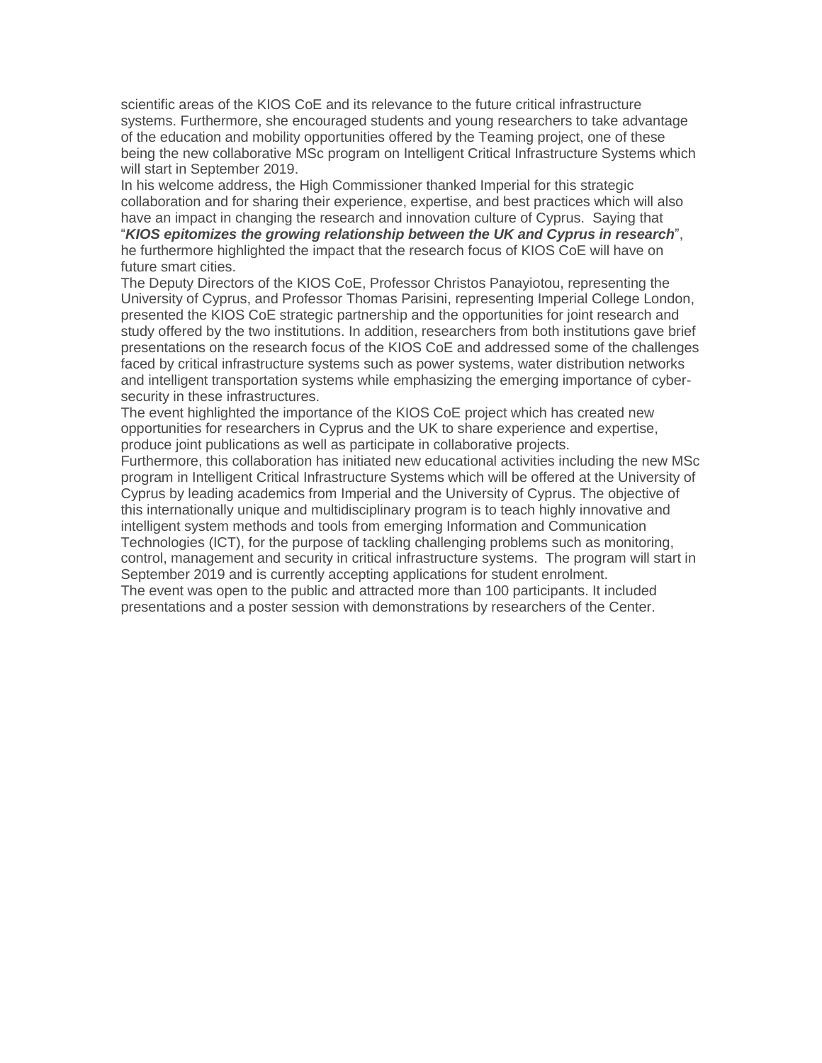scientific areas of the KIOS CoE and its relevance to the future critical infrastructure systems. Furthermore, she encouraged students and young researchers to take advantage of the education and mobility opportunities offered by the Teaming project, one of these being the new collaborative MSc program on Intelligent Critical Infrastructure Systems which will start in September 2019.

In his welcome address, the High Commissioner thanked Imperial for this strategic collaboration and for sharing their experience, expertise, and best practices which will also have an impact in changing the research and innovation culture of Cyprus. Saying that "***KIOS epitomizes the growing relationship between the UK and Cyprus in research***", he furthermore highlighted the impact that the research focus of KIOS CoE will have on future smart cities.

The Deputy Directors of the KIOS CoE, Professor Christos Panayiotou, representing the University of Cyprus, and Professor Thomas Parisini, representing Imperial College London, presented the KIOS CoE strategic partnership and the opportunities for joint research and study offered by the two institutions. In addition, researchers from both institutions gave brief presentations on the research focus of the KIOS CoE and addressed some of the challenges faced by critical infrastructure systems such as power systems, water distribution networks and intelligent transportation systems while emphasizing the emerging importance of cyber-security in these infrastructures.

The event highlighted the importance of the KIOS CoE project which has created new opportunities for researchers in Cyprus and the UK to share experience and expertise, produce joint publications as well as participate in collaborative projects.

Furthermore, this collaboration has initiated new educational activities including the new MSc program in Intelligent Critical Infrastructure Systems which will be offered at the University of Cyprus by leading academics from Imperial and the University of Cyprus. The objective of this internationally unique and multidisciplinary program is to teach highly innovative and intelligent system methods and tools from emerging Information and Communication Technologies (ICT), for the purpose of tackling challenging problems such as monitoring, control, management and security in critical infrastructure systems. The program will start in September 2019 and is currently accepting applications for student enrolment.

The event was open to the public and attracted more than 100 participants. It included presentations and a poster session with demonstrations by researchers of the Center.